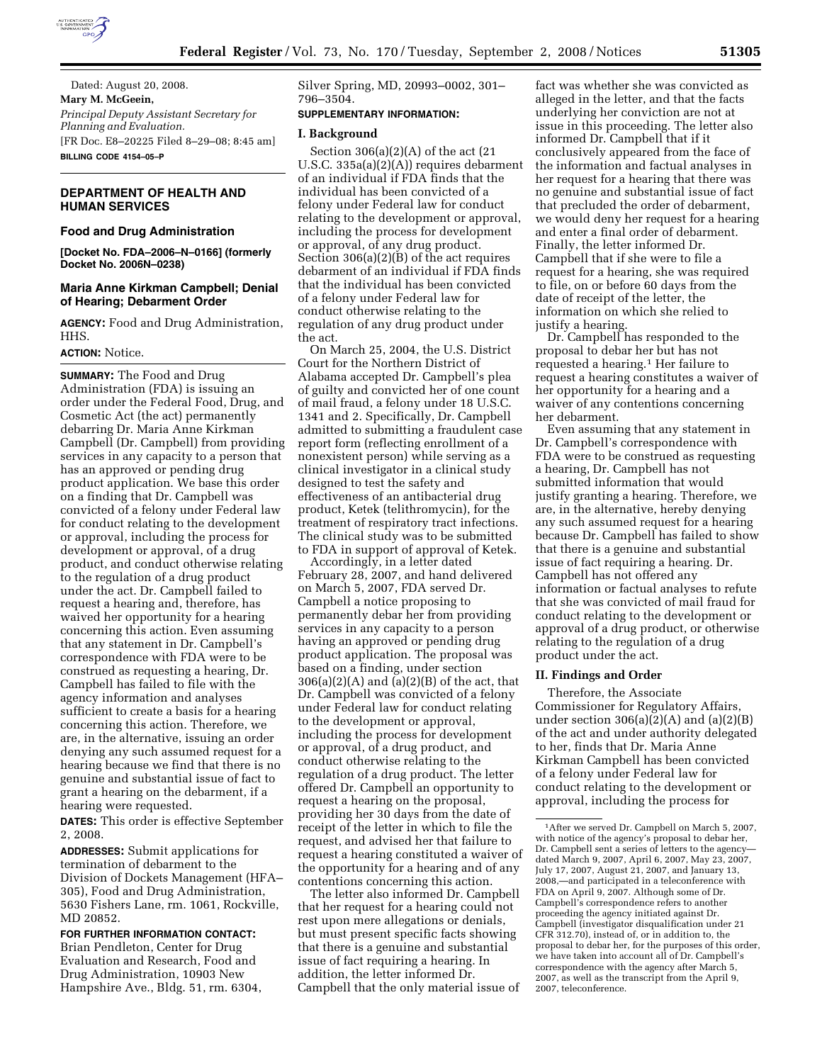Dated: August 20, 2008.

**Mary M. McGeein,**

*Principal Deputy Assistant Secretary for Planning and Evaluation.*

[FR Doc. E8–20225 Filed 8–29–08; 8:45 am]

**BILLING CODE 4154–05–P**

## DEPARTMENT OF HEALTH AND HUMAN SERVICES

### Food and Drug Administration

**[Docket No. FDA–2006–N–0166] (formerly Docket No. 2006N–0238)**

### Maria Anne Kirkman Campbell; Denial of Hearing; Debarment Order

**AGENCY:** Food and Drug Administration, HHS.

**ACTION:** Notice.

**SUMMARY:** The Food and Drug Administration (FDA) is issuing an order under the Federal Food, Drug, and Cosmetic Act (the act) permanently debarring Dr. Maria Anne Kirkman Campbell (Dr. Campbell) from providing services in any capacity to a person that has an approved or pending drug product application. We base this order on a finding that Dr. Campbell was convicted of a felony under Federal law for conduct relating to the development or approval, including the process for development or approval, of a drug product, and conduct otherwise relating to the regulation of a drug product under the act. Dr. Campbell failed to request a hearing and, therefore, has waived her opportunity for a hearing concerning this action. Even assuming that any statement in Dr. Campbell's correspondence with FDA were to be construed as requesting a hearing, Dr. Campbell has failed to file with the agency information and analyses sufficient to create a basis for a hearing concerning this action. Therefore, we are, in the alternative, issuing an order denying any such assumed request for a hearing because we find that there is no genuine and substantial issue of fact to grant a hearing on the debarment, if a hearing were requested.

**DATES:** This order is effective September 2, 2008.

**ADDRESSES:** Submit applications for termination of debarment to the Division of Dockets Management (HFA–305), Food and Drug Administration, 5630 Fishers Lane, rm. 1061, Rockville, MD 20852.

**FOR FURTHER INFORMATION CONTACT:** Brian Pendleton, Center for Drug Evaluation and Research, Food and Drug Administration, 10903 New Hampshire Ave., Bldg. 51, rm. 6304, Silver Spring, MD, 20993–0002, 301–796–3504.

**SUPPLEMENTARY INFORMATION:**

**I. Background**

Section 306(a)(2)(A) of the act (21 U.S.C. 335a(a)(2)(A)) requires debarment of an individual if FDA finds that the individual has been convicted of a felony under Federal law for conduct relating to the development or approval, including the process for development or approval, of any drug product. Section 306(a)(2)(B) of the act requires debarment of an individual if FDA finds that the individual has been convicted of a felony under Federal law for conduct otherwise relating to the regulation of any drug product under the act.

On March 25, 2004, the U.S. District Court for the Northern District of Alabama accepted Dr. Campbell's plea of guilty and convicted her of one count of mail fraud, a felony under 18 U.S.C. 1341 and 2. Specifically, Dr. Campbell admitted to submitting a fraudulent case report form (reflecting enrollment of a nonexistent person) while serving as a clinical investigator in a clinical study designed to test the safety and effectiveness of an antibacterial drug product, Ketek (telithromycin), for the treatment of respiratory tract infections. The clinical study was to be submitted to FDA in support of approval of Ketek.

Accordingly, in a letter dated February 28, 2007, and hand delivered on March 5, 2007, FDA served Dr. Campbell a notice proposing to permanently debar her from providing services in any capacity to a person having an approved or pending drug product application. The proposal was based on a finding, under section 306(a)(2)(A) and (a)(2)(B) of the act, that Dr. Campbell was convicted of a felony under Federal law for conduct relating to the development or approval, including the process for development or approval, of a drug product, and conduct otherwise relating to the regulation of a drug product. The letter offered Dr. Campbell an opportunity to request a hearing on the proposal, providing her 30 days from the date of receipt of the letter in which to file the request, and advised her that failure to request a hearing constituted a waiver of the opportunity for a hearing and of any contentions concerning this action.

The letter also informed Dr. Campbell that her request for a hearing could not rest upon mere allegations or denials, but must present specific facts showing that there is a genuine and substantial issue of fact requiring a hearing. In addition, the letter informed Dr. Campbell that the only material issue of fact was whether she was convicted as alleged in the letter, and that the facts underlying her conviction are not at issue in this proceeding. The letter also informed Dr. Campbell that if it conclusively appeared from the face of the information and factual analyses in her request for a hearing that there was no genuine and substantial issue of fact that precluded the order of debarment, we would deny her request for a hearing and enter a final order of debarment. Finally, the letter informed Dr. Campbell that if she were to file a request for a hearing, she was required to file, on or before 60 days from the date of receipt of the letter, the information on which she relied to justify a hearing.

Dr. Campbell has responded to the proposal to debar her but has not requested a hearing.[1] Her failure to request a hearing constitutes a waiver of her opportunity for a hearing and a waiver of any contentions concerning her debarment.

Even assuming that any statement in Dr. Campbell's correspondence with FDA were to be construed as requesting a hearing, Dr. Campbell has not submitted information that would justify granting a hearing. Therefore, we are, in the alternative, hereby denying any such assumed request for a hearing because Dr. Campbell has failed to show that there is a genuine and substantial issue of fact requiring a hearing. Dr. Campbell has not offered any information or factual analyses to refute that she was convicted of mail fraud for conduct relating to the development or approval of a drug product, or otherwise relating to the regulation of a drug product under the act.

**II. Findings and Order**

Therefore, the Associate Commissioner for Regulatory Affairs, under section 306(a)(2)(A) and (a)(2)(B) of the act and under authority delegated to her, finds that Dr. Maria Anne Kirkman Campbell has been convicted of a felony under Federal law for conduct relating to the development or approval, including the process for

[1] After we served Dr. Campbell on March 5, 2007, with notice of the agency's proposal to debar her, Dr. Campbell sent a series of letters to the agency—dated March 9, 2007, April 6, 2007, May 23, 2007, July 17, 2007, August 21, 2007, and January 13, 2008,—and participated in a teleconference with FDA on April 9, 2007. Although some of Dr. Campbell's correspondence refers to another proceeding the agency initiated against Dr. Campbell (investigator disqualification under 21 CFR 312.70), instead of, or in addition to, the proposal to debar her, for the purposes of this order, we have taken into account all of Dr. Campbell's correspondence with the agency after March 5, 2007, as well as the transcript from the April 9, 2007, teleconference.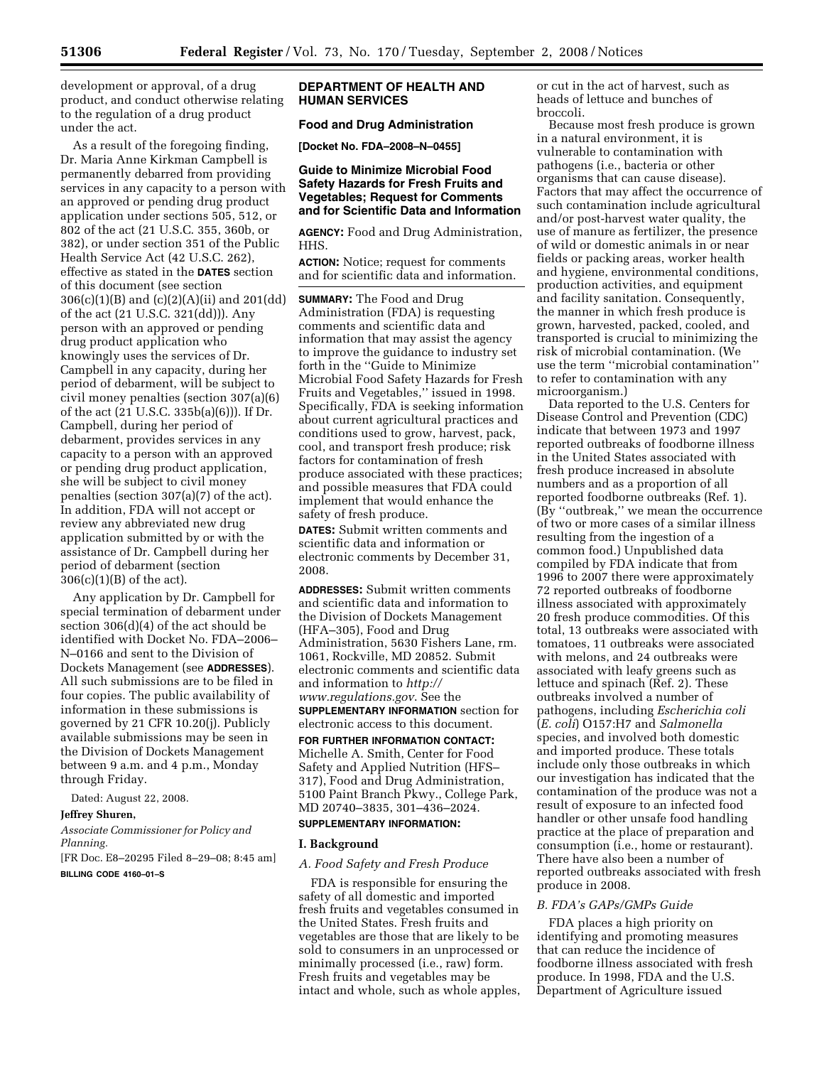development or approval, of a drug product, and conduct otherwise relating to the regulation of a drug product under the act.

As a result of the foregoing finding, Dr. Maria Anne Kirkman Campbell is permanently debarred from providing services in any capacity to a person with an approved or pending drug product application under sections 505, 512, or 802 of the act (21 U.S.C. 355, 360b, or 382), or under section 351 of the Public Health Service Act (42 U.S.C. 262), effective as stated in the **DATES** section of this document (see section 306(c)(1)(B) and (c)(2)(A)(ii) and 201(dd) of the act (21 U.S.C. 321(dd))). Any person with an approved or pending drug product application who knowingly uses the services of Dr. Campbell in any capacity, during her period of debarment, will be subject to civil money penalties (section 307(a)(6) of the act (21 U.S.C. 335b(a)(6))). If Dr. Campbell, during her period of debarment, provides services in any capacity to a person with an approved or pending drug product application, she will be subject to civil money penalties (section 307(a)(7) of the act). In addition, FDA will not accept or review any abbreviated new drug application submitted by or with the assistance of Dr. Campbell during her period of debarment (section 306(c)(1)(B) of the act).

Any application by Dr. Campbell for special termination of debarment under section 306(d)(4) of the act should be identified with Docket No. FDA–2006–N–0166 and sent to the Division of Dockets Management (see **ADDRESSES**). All such submissions are to be filed in four copies. The public availability of information in these submissions is governed by 21 CFR 10.20(j). Publicly available submissions may be seen in the Division of Dockets Management between 9 a.m. and 4 p.m., Monday through Friday.

Dated: August 22, 2008.

**Jeffrey Shuren,**

*Associate Commissioner for Policy and Planning.*

[FR Doc. E8–20295 Filed 8–29–08; 8:45 am]

**BILLING CODE 4160–01–S**

---

**DEPARTMENT OF HEALTH AND HUMAN SERVICES**

**Food and Drug Administration**

**[Docket No. FDA–2008–N–0455]**

## Guide to Minimize Microbial Food Safety Hazards for Fresh Fruits and Vegetables; Request for Comments and for Scientific Data and Information

**AGENCY:** Food and Drug Administration, HHS.

**ACTION:** Notice; request for comments and for scientific data and information.

**SUMMARY:** The Food and Drug Administration (FDA) is requesting comments and scientific data and information that may assist the agency to improve the guidance to industry set forth in the ''Guide to Minimize Microbial Food Safety Hazards for Fresh Fruits and Vegetables,'' issued in 1998. Specifically, FDA is seeking information about current agricultural practices and conditions used to grow, harvest, pack, cool, and transport fresh produce; risk factors for contamination of fresh produce associated with these practices; and possible measures that FDA could implement that would enhance the safety of fresh produce.

**DATES:** Submit written comments and scientific data and information or electronic comments by December 31, 2008.

**ADDRESSES:** Submit written comments and scientific data and information to the Division of Dockets Management (HFA–305), Food and Drug Administration, 5630 Fishers Lane, rm. 1061, Rockville, MD 20852. Submit electronic comments and scientific data and information to *http://www.regulations.gov*. See the **SUPPLEMENTARY INFORMATION** section for electronic access to this document.

**FOR FURTHER INFORMATION CONTACT:** Michelle A. Smith, Center for Food Safety and Applied Nutrition (HFS–317), Food and Drug Administration, 5100 Paint Branch Pkwy., College Park, MD 20740–3835, 301–436–2024.

**SUPPLEMENTARY INFORMATION:**

### I. Background

#### *A. Food Safety and Fresh Produce*

FDA is responsible for ensuring the safety of all domestic and imported fresh fruits and vegetables consumed in the United States. Fresh fruits and vegetables are those that are likely to be sold to consumers in an unprocessed or minimally processed (i.e., raw) form. Fresh fruits and vegetables may be intact and whole, such as whole apples, or cut in the act of harvest, such as heads of lettuce and bunches of broccoli.

Because most fresh produce is grown in a natural environment, it is vulnerable to contamination with pathogens (i.e., bacteria or other organisms that can cause disease). Factors that may affect the occurrence of such contamination include agricultural and/or post-harvest water quality, the use of manure as fertilizer, the presence of wild or domestic animals in or near fields or packing areas, worker health and hygiene, environmental conditions, production activities, and equipment and facility sanitation. Consequently, the manner in which fresh produce is grown, harvested, packed, cooled, and transported is crucial to minimizing the risk of microbial contamination. (We use the term ''microbial contamination'' to refer to contamination with any microorganism.)

Data reported to the U.S. Centers for Disease Control and Prevention (CDC) indicate that between 1973 and 1997 reported outbreaks of foodborne illness in the United States associated with fresh produce increased in absolute numbers and as a proportion of all reported foodborne outbreaks (Ref. 1). (By ''outbreak,'' we mean the occurrence of two or more cases of a similar illness resulting from the ingestion of a common food.) Unpublished data compiled by FDA indicate that from 1996 to 2007 there were approximately 72 reported outbreaks of foodborne illness associated with approximately 20 fresh produce commodities. Of this total, 13 outbreaks were associated with tomatoes, 11 outbreaks were associated with melons, and 24 outbreaks were associated with leafy greens such as lettuce and spinach (Ref. 2). These outbreaks involved a number of pathogens, including *Escherichia coli* (*E. coli*) O157:H7 and *Salmonella* species, and involved both domestic and imported produce. These totals include only those outbreaks in which our investigation has indicated that the contamination of the produce was not a result of exposure to an infected food handler or other unsafe food handling practice at the place of preparation and consumption (i.e., home or restaurant). There have also been a number of reported outbreaks associated with fresh produce in 2008.

#### *B. FDA's GAPs/GMPs Guide*

FDA places a high priority on identifying and promoting measures that can reduce the incidence of foodborne illness associated with fresh produce. In 1998, FDA and the U.S. Department of Agriculture issued